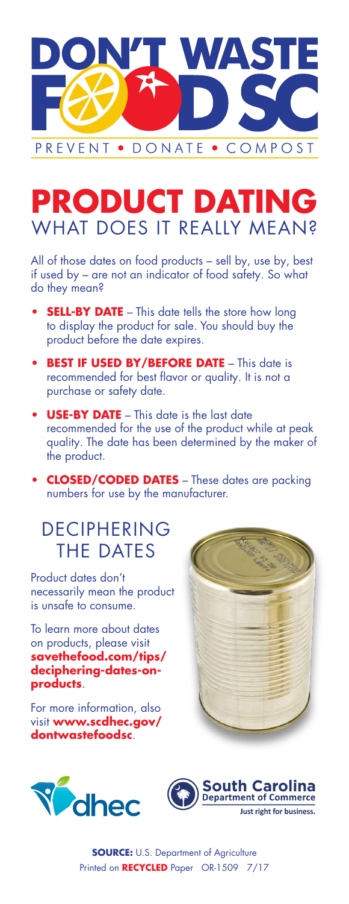# DON'T WASTE FOOD SC

PREVENT • DONATE • COMPOST

# PRODUCT DATING

## WHAT DOES IT REALLY MEAN?

All of those dates on food products – sell by, use by, best if used by – are not an indicator of food safety. So what do they mean?

- **SELL-BY DATE** – This date tells the store how long to display the product for sale. You should buy the product before the date expires.
- **BEST IF USED BY/BEFORE DATE** – This date is recommended for best flavor or quality. It is not a purchase or safety date.
- **USE-BY DATE** – This date is the last date recommended for the use of the product while at peak quality. The date has been determined by the maker of the product.
- **CLOSED/CODED DATES** – These dates are packing numbers for use by the manufacturer.

## DECIPHERING THE DATES

Product dates don't necessarily mean the product is unsafe to consume.

To learn more about dates on products, please visit **savethefood.com/tips/deciphering-dates-on-products**.

For more information, also visit **www.scdhec.gov/dontwastefoodsc**.

dhec

South Carolina Department of Commerce
Just right for business.

**SOURCE:** U.S. Department of Agriculture

Printed on **RECYCLED** Paper OR-1509 7/17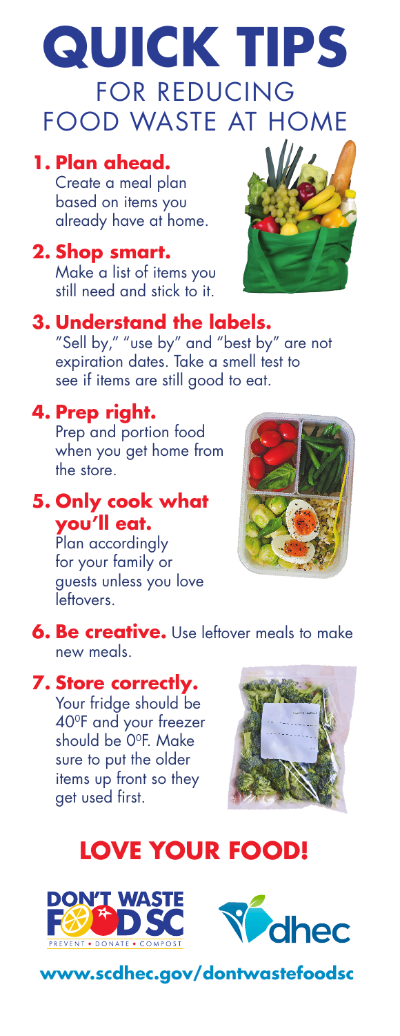# QUICK TIPS

## FOR REDUCING FOOD WASTE AT HOME

1. **Plan ahead.** Create a meal plan based on items you already have at home.
2. **Shop smart.** Make a list of items you still need and stick to it.
3. **Understand the labels.** "Sell by," "use by" and "best by" are not expiration dates. Take a smell test to see if items are still good to eat.
4. **Prep right.** Prep and portion food when you get home from the store.
5. **Only cook what you'll eat.** Plan accordingly for your family or guests unless you love leftovers.
6. **Be creative.** Use leftover meals to make new meals.
7. **Store correctly.** Your fridge should be 40°F and your freezer should be 0°F. Make sure to put the older items up front so they get used first.

## LOVE YOUR FOOD!

DON'T WASTE FOOD SC

PREVENT • DONATE • COMPOST

dhec

**www.scdhec.gov/dontwastefoodsc**